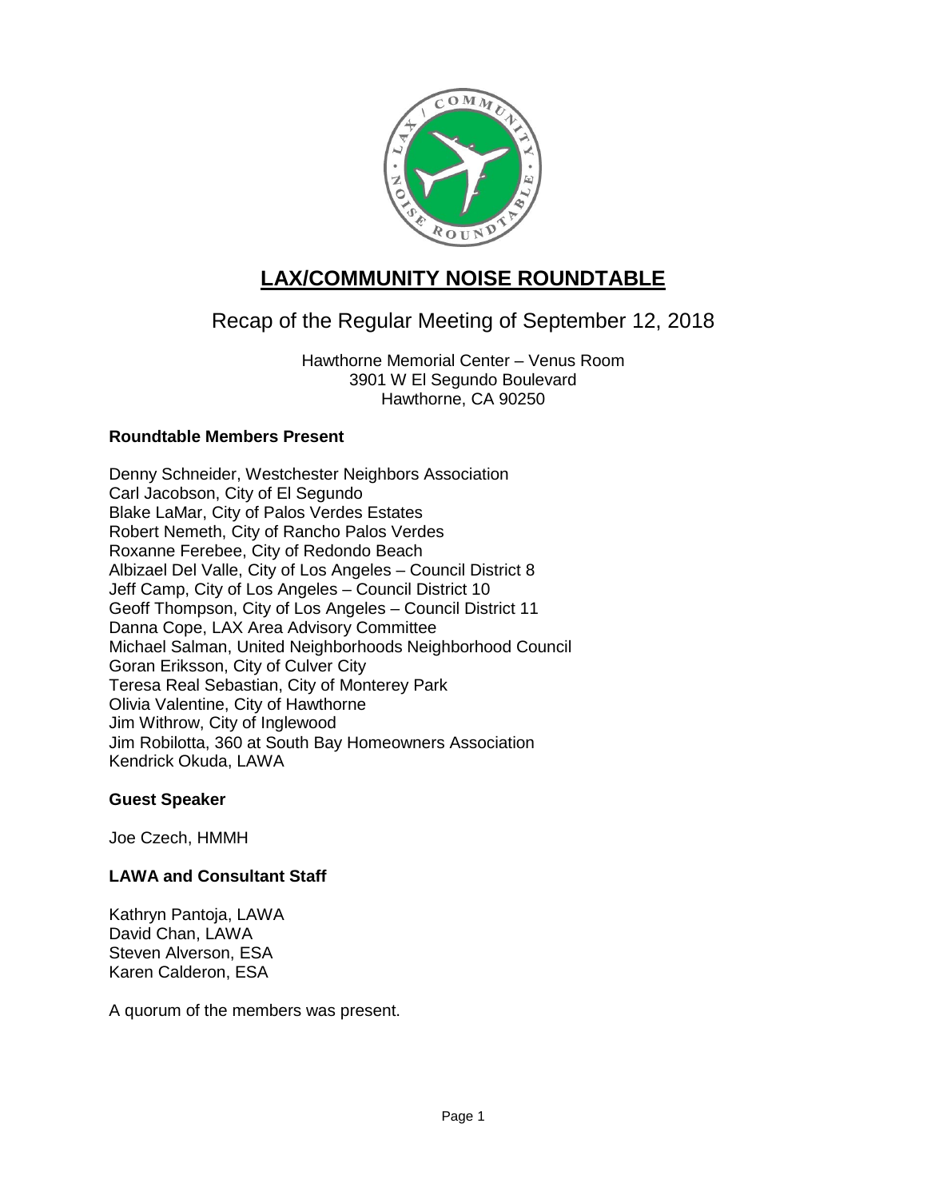# LAX/COMMUNITY NOISE ROUNDTABLE

## Recap of the Regular Meeting of September 12, 2018

Hawthorne Memorial Center – Venus Room
3901 W El Segundo Boulevard
Hawthorne, CA 90250

### Roundtable Members Present

Denny Schneider, Westchester Neighbors Association
Carl Jacobson, City of El Segundo
Blake LaMar, City of Palos Verdes Estates
Robert Nemeth, City of Rancho Palos Verdes
Roxanne Ferebee, City of Redondo Beach
Albizael Del Valle, City of Los Angeles – Council District 8
Jeff Camp, City of Los Angeles – Council District 10
Geoff Thompson, City of Los Angeles – Council District 11
Danna Cope, LAX Area Advisory Committee
Michael Salman, United Neighborhoods Neighborhood Council
Goran Eriksson, City of Culver City
Teresa Real Sebastian, City of Monterey Park
Olivia Valentine, City of Hawthorne
Jim Withrow, City of Inglewood
Jim Robilotta, 360 at South Bay Homeowners Association
Kendrick Okuda, LAWA

### Guest Speaker

Joe Czech, HMMH

### LAWA and Consultant Staff

Kathryn Pantoja, LAWA
David Chan, LAWA
Steven Alverson, ESA
Karen Calderon, ESA

A quorum of the members was present.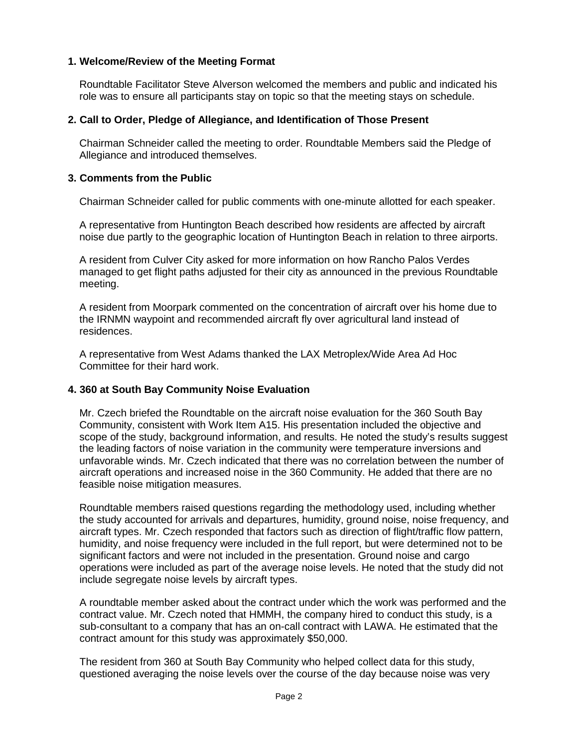### 1. Welcome/Review of the Meeting Format

Roundtable Facilitator Steve Alverson welcomed the members and public and indicated his role was to ensure all participants stay on topic so that the meeting stays on schedule.

### 2. Call to Order, Pledge of Allegiance, and Identification of Those Present

Chairman Schneider called the meeting to order. Roundtable Members said the Pledge of Allegiance and introduced themselves.

### 3. Comments from the Public

Chairman Schneider called for public comments with one-minute allotted for each speaker.

A representative from Huntington Beach described how residents are affected by aircraft noise due partly to the geographic location of Huntington Beach in relation to three airports.

A resident from Culver City asked for more information on how Rancho Palos Verdes managed to get flight paths adjusted for their city as announced in the previous Roundtable meeting.

A resident from Moorpark commented on the concentration of aircraft over his home due to the IRNMN waypoint and recommended aircraft fly over agricultural land instead of residences.

A representative from West Adams thanked the LAX Metroplex/Wide Area Ad Hoc Committee for their hard work.

### 4. 360 at South Bay Community Noise Evaluation

Mr. Czech briefed the Roundtable on the aircraft noise evaluation for the 360 South Bay Community, consistent with Work Item A15. His presentation included the objective and scope of the study, background information, and results. He noted the study's results suggest the leading factors of noise variation in the community were temperature inversions and unfavorable winds. Mr. Czech indicated that there was no correlation between the number of aircraft operations and increased noise in the 360 Community. He added that there are no feasible noise mitigation measures.

Roundtable members raised questions regarding the methodology used, including whether the study accounted for arrivals and departures, humidity, ground noise, noise frequency, and aircraft types. Mr. Czech responded that factors such as direction of flight/traffic flow pattern, humidity, and noise frequency were included in the full report, but were determined not to be significant factors and were not included in the presentation. Ground noise and cargo operations were included as part of the average noise levels. He noted that the study did not include segregate noise levels by aircraft types.

A roundtable member asked about the contract under which the work was performed and the contract value. Mr. Czech noted that HMMH, the company hired to conduct this study, is a sub-consultant to a company that has an on-call contract with LAWA. He estimated that the contract amount for this study was approximately $50,000.

The resident from 360 at South Bay Community who helped collect data for this study, questioned averaging the noise levels over the course of the day because noise was very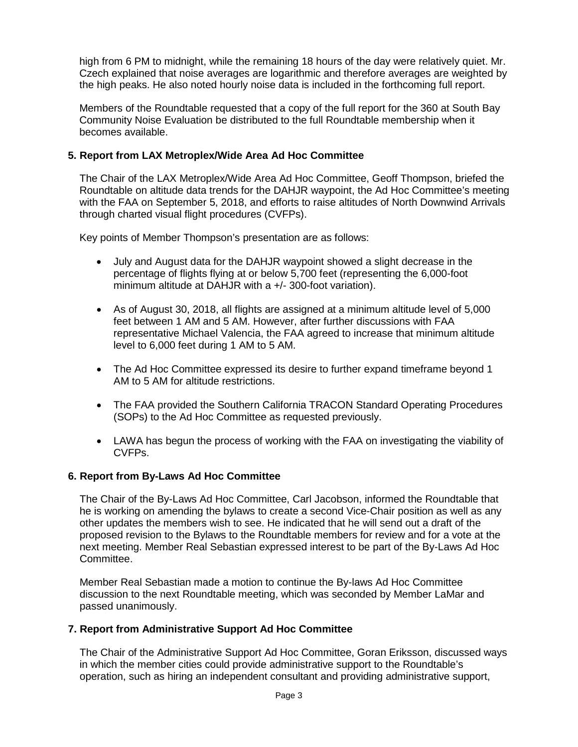high from 6 PM to midnight, while the remaining 18 hours of the day were relatively quiet. Mr. Czech explained that noise averages are logarithmic and therefore averages are weighted by the high peaks. He also noted hourly noise data is included in the forthcoming full report.

Members of the Roundtable requested that a copy of the full report for the 360 at South Bay Community Noise Evaluation be distributed to the full Roundtable membership when it becomes available.

**5. Report from LAX Metroplex/Wide Area Ad Hoc Committee**

The Chair of the LAX Metroplex/Wide Area Ad Hoc Committee, Geoff Thompson, briefed the Roundtable on altitude data trends for the DAHJR waypoint, the Ad Hoc Committee's meeting with the FAA on September 5, 2018, and efforts to raise altitudes of North Downwind Arrivals through charted visual flight procedures (CVFPs).

Key points of Member Thompson's presentation are as follows:

- July and August data for the DAHJR waypoint showed a slight decrease in the percentage of flights flying at or below 5,700 feet (representing the 6,000-foot minimum altitude at DAHJR with a +/- 300-foot variation).
- As of August 30, 2018, all flights are assigned at a minimum altitude level of 5,000 feet between 1 AM and 5 AM. However, after further discussions with FAA representative Michael Valencia, the FAA agreed to increase that minimum altitude level to 6,000 feet during 1 AM to 5 AM.
- The Ad Hoc Committee expressed its desire to further expand timeframe beyond 1 AM to 5 AM for altitude restrictions.
- The FAA provided the Southern California TRACON Standard Operating Procedures (SOPs) to the Ad Hoc Committee as requested previously.
- LAWA has begun the process of working with the FAA on investigating the viability of CVFPs.

**6. Report from By-Laws Ad Hoc Committee**

The Chair of the By-Laws Ad Hoc Committee, Carl Jacobson, informed the Roundtable that he is working on amending the bylaws to create a second Vice-Chair position as well as any other updates the members wish to see. He indicated that he will send out a draft of the proposed revision to the Bylaws to the Roundtable members for review and for a vote at the next meeting. Member Real Sebastian expressed interest to be part of the By-Laws Ad Hoc Committee.

Member Real Sebastian made a motion to continue the By-laws Ad Hoc Committee discussion to the next Roundtable meeting, which was seconded by Member LaMar and passed unanimously.

**7. Report from Administrative Support Ad Hoc Committee**

The Chair of the Administrative Support Ad Hoc Committee, Goran Eriksson, discussed ways in which the member cities could provide administrative support to the Roundtable's operation, such as hiring an independent consultant and providing administrative support,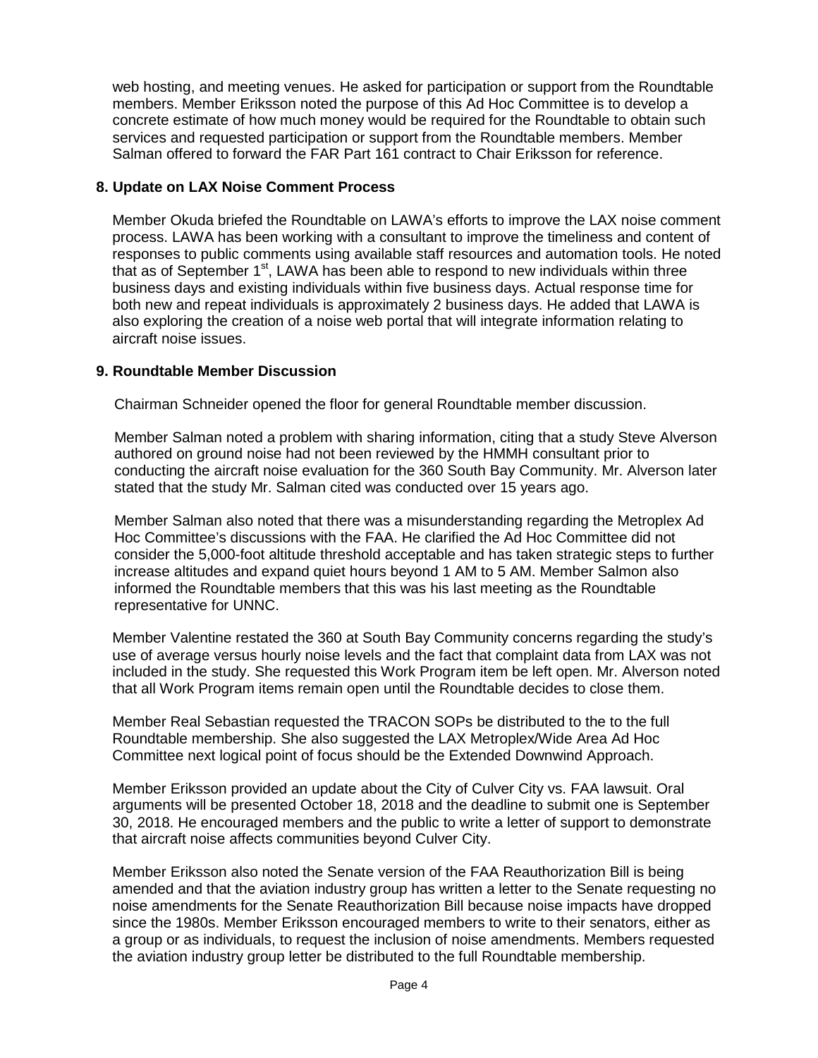web hosting, and meeting venues. He asked for participation or support from the Roundtable members. Member Eriksson noted the purpose of this Ad Hoc Committee is to develop a concrete estimate of how much money would be required for the Roundtable to obtain such services and requested participation or support from the Roundtable members. Member Salman offered to forward the FAR Part 161 contract to Chair Eriksson for reference.

**8. Update on LAX Noise Comment Process**

Member Okuda briefed the Roundtable on LAWA's efforts to improve the LAX noise comment process. LAWA has been working with a consultant to improve the timeliness and content of responses to public comments using available staff resources and automation tools. He noted that as of September 1st, LAWA has been able to respond to new individuals within three business days and existing individuals within five business days. Actual response time for both new and repeat individuals is approximately 2 business days. He added that LAWA is also exploring the creation of a noise web portal that will integrate information relating to aircraft noise issues.

**9. Roundtable Member Discussion**

Chairman Schneider opened the floor for general Roundtable member discussion.

Member Salman noted a problem with sharing information, citing that a study Steve Alverson authored on ground noise had not been reviewed by the HMMH consultant prior to conducting the aircraft noise evaluation for the 360 South Bay Community. Mr. Alverson later stated that the study Mr. Salman cited was conducted over 15 years ago.

Member Salman also noted that there was a misunderstanding regarding the Metroplex Ad Hoc Committee's discussions with the FAA. He clarified the Ad Hoc Committee did not consider the 5,000-foot altitude threshold acceptable and has taken strategic steps to further increase altitudes and expand quiet hours beyond 1 AM to 5 AM. Member Salmon also informed the Roundtable members that this was his last meeting as the Roundtable representative for UNNC.

Member Valentine restated the 360 at South Bay Community concerns regarding the study's use of average versus hourly noise levels and the fact that complaint data from LAX was not included in the study. She requested this Work Program item be left open. Mr. Alverson noted that all Work Program items remain open until the Roundtable decides to close them.

Member Real Sebastian requested the TRACON SOPs be distributed to the to the full Roundtable membership. She also suggested the LAX Metroplex/Wide Area Ad Hoc Committee next logical point of focus should be the Extended Downwind Approach.

Member Eriksson provided an update about the City of Culver City vs. FAA lawsuit. Oral arguments will be presented October 18, 2018 and the deadline to submit one is September 30, 2018. He encouraged members and the public to write a letter of support to demonstrate that aircraft noise affects communities beyond Culver City.

Member Eriksson also noted the Senate version of the FAA Reauthorization Bill is being amended and that the aviation industry group has written a letter to the Senate requesting no noise amendments for the Senate Reauthorization Bill because noise impacts have dropped since the 1980s. Member Eriksson encouraged members to write to their senators, either as a group or as individuals, to request the inclusion of noise amendments. Members requested the aviation industry group letter be distributed to the full Roundtable membership.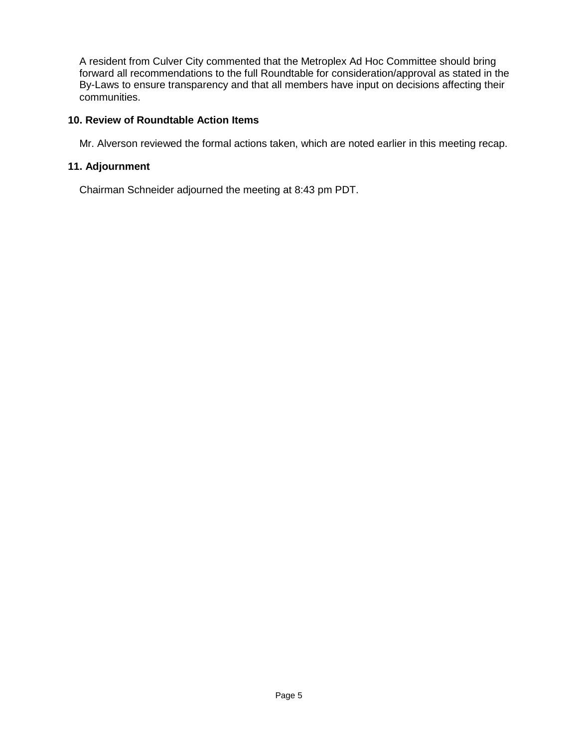A resident from Culver City commented that the Metroplex Ad Hoc Committee should bring forward all recommendations to the full Roundtable for consideration/approval as stated in the By-Laws to ensure transparency and that all members have input on decisions affecting their communities.

## 10. Review of Roundtable Action Items

Mr. Alverson reviewed the formal actions taken, which are noted earlier in this meeting recap.

## 11. Adjournment

Chairman Schneider adjourned the meeting at 8:43 pm PDT.